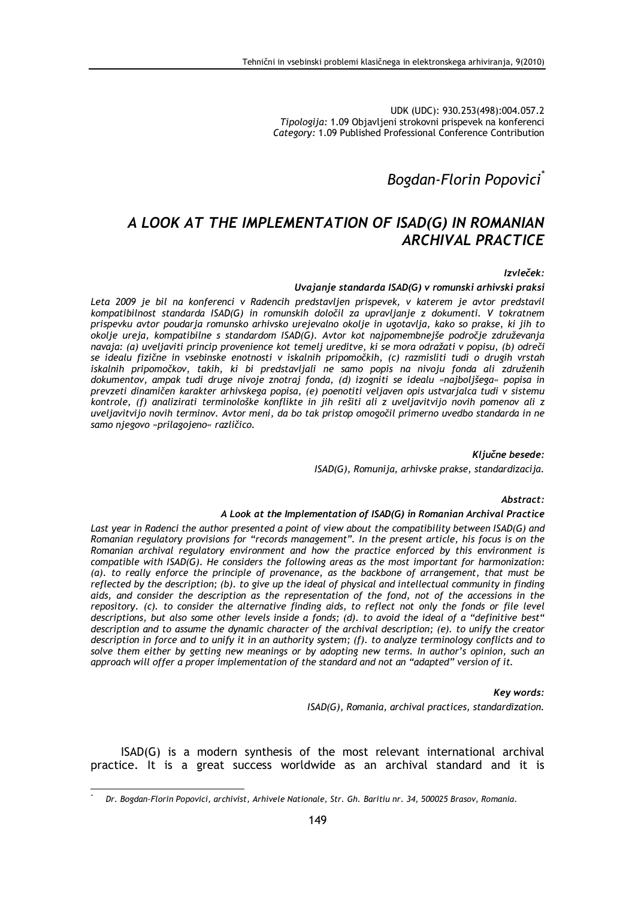UDK (UDC): 930.253(498):004.057.2
*Tipologija:* 1.09 Objavljeni strokovni prispevek na konferenci
*Category:* 1.09 Published Professional Conference Contribution

*Bogdan-Florin Popovici*[*]

# *A LOOK AT THE IMPLEMENTATION OF ISAD(G) IN ROMANIAN ARCHIVAL PRACTICE*

***Izvleček:***

***Uvajanje standarda ISAD(G) v romunski arhivski praksi***

*Leta 2009 je bil na konferenci v Radencih predstavljen prispevek, v katerem je avtor predstavil kompatibilnost standarda ISAD(G) in romunskih določil za upravljanje z dokumenti. V tokratnem prispevku avtor poudarja romunsko arhivsko urejevalno okolje in ugotavlja, kako so prakse, ki jih to okolje ureja, kompatibilne s standardom ISAD(G). Avtor kot najpomembnejše področje združevanja navaja: (a) uveljaviti princip provenience kot temelj ureditve, ki se mora odražati v popisu, (b) odreči se idealu fizične in vsebinske enotnosti v iskalnih pripomočkih, (c) razmisliti tudi o drugih vrstah iskalnih pripomočkov, takih, ki bi predstavljali ne samo popis na nivoju fonda ali združenih dokumentov, ampak tudi druge nivoje znotraj fonda, (d) izogniti se idealu »najboljšega« popisa in prevzeti dinamičen karakter arhivskega popisa, (e) poenotiti veljaven opis ustvarjalca tudi v sistemu kontrole, (f) analizirati terminološke konflikte in jih rešiti ali z uveljavitvijo novih pomenov ali z uveljavitvijo novih terminov. Avtor meni, da bo tak pristop omogočil primerno uvedbo standarda in ne samo njegovo »prilagojeno« različico.*

***Ključne besede:***

*ISAD(G), Romunija, arhivske prakse, standardizacija.*

***Abstract:***

***A Look at the Implementation of ISAD(G) in Romanian Archival Practice***

*Last year in Radenci the author presented a point of view about the compatibility between ISAD(G) and Romanian regulatory provisions for "records management". In the present article, his focus is on the Romanian archival regulatory environment and how the practice enforced by this environment is compatible with ISAD(G). He considers the following areas as the most important for harmonization: (a). to really enforce the principle of provenance, as the backbone of arrangement, that must be reflected by the description; (b). to give up the ideal of physical and intellectual community in finding aids, and consider the description as the representation of the fond, not of the accessions in the repository. (c). to consider the alternative finding aids, to reflect not only the fonds or file level descriptions, but also some other levels inside a fonds; (d). to avoid the ideal of a "definitive best" description and to assume the dynamic character of the archival description; (e). to unify the creator description in force and to unify it in an authority system; (f). to analyze terminology conflicts and to solve them either by getting new meanings or by adopting new terms. In author's opinion, such an approach will offer a proper implementation of the standard and not an "adapted" version of it.*

***Key words:***

*ISAD(G), Romania, archival practices, standardization.*

ISAD(G) is a modern synthesis of the most relevant international archival practice. It is a great success worldwide as an archival standard and it is

[*] *Dr. Bogdan-Florin Popovici, archivist, Arhivele Nationale, Str. Gh. Baritiu nr. 34, 500025 Brasov, Romania.*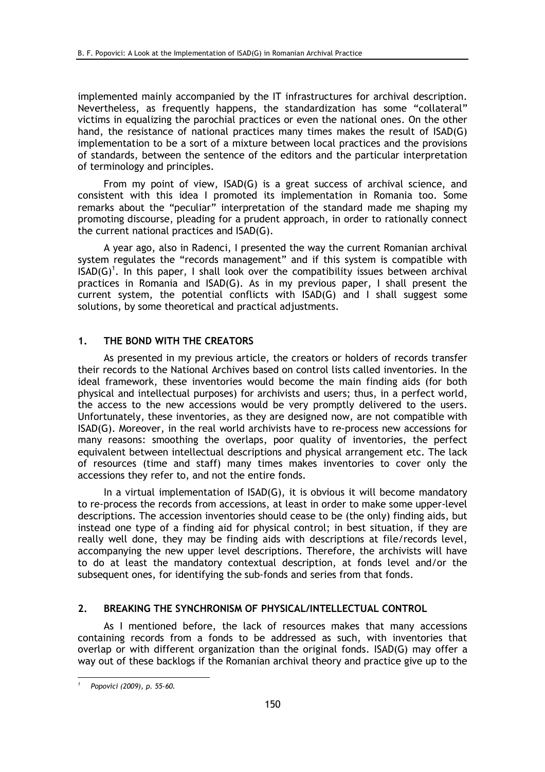implemented mainly accompanied by the IT infrastructures for archival description. Nevertheless, as frequently happens, the standardization has some "collateral" victims in equalizing the parochial practices or even the national ones. On the other hand, the resistance of national practices many times makes the result of ISAD(G) implementation to be a sort of a mixture between local practices and the provisions of standards, between the sentence of the editors and the particular interpretation of terminology and principles.

From my point of view, ISAD(G) is a great success of archival science, and consistent with this idea I promoted its implementation in Romania too. Some remarks about the "peculiar" interpretation of the standard made me shaping my promoting discourse, pleading for a prudent approach, in order to rationally connect the current national practices and ISAD(G).

A year ago, also in Radenci, I presented the way the current Romanian archival system regulates the "records management" and if this system is compatible with ISAD(G)[1]. In this paper, I shall look over the compatibility issues between archival practices in Romania and ISAD(G). As in my previous paper, I shall present the current system, the potential conflicts with ISAD(G) and I shall suggest some solutions, by some theoretical and practical adjustments.

## 1. THE BOND WITH THE CREATORS

As presented in my previous article, the creators or holders of records transfer their records to the National Archives based on control lists called inventories. In the ideal framework, these inventories would become the main finding aids (for both physical and intellectual purposes) for archivists and users; thus, in a perfect world, the access to the new accessions would be very promptly delivered to the users. Unfortunately, these inventories, as they are designed now, are not compatible with ISAD(G). Moreover, in the real world archivists have to re-process new accessions for many reasons: smoothing the overlaps, poor quality of inventories, the perfect equivalent between intellectual descriptions and physical arrangement etc. The lack of resources (time and staff) many times makes inventories to cover only the accessions they refer to, and not the entire fonds.

In a virtual implementation of ISAD(G), it is obvious it will become mandatory to re-process the records from accessions, at least in order to make some upper-level descriptions. The accession inventories should cease to be (the only) finding aids, but instead one type of a finding aid for physical control; in best situation, if they are really well done, they may be finding aids with descriptions at file/records level, accompanying the new upper level descriptions. Therefore, the archivists will have to do at least the mandatory contextual description, at fonds level and/or the subsequent ones, for identifying the sub-fonds and series from that fonds.

## 2. BREAKING THE SYNCHRONISM OF PHYSICAL/INTELLECTUAL CONTROL

As I mentioned before, the lack of resources makes that many accessions containing records from a fonds to be addressed as such, with inventories that overlap or with different organization than the original fonds. ISAD(G) may offer a way out of these backlogs if the Romanian archival theory and practice give up to the

---

[1] *Popovici (2009), p. 55-60.*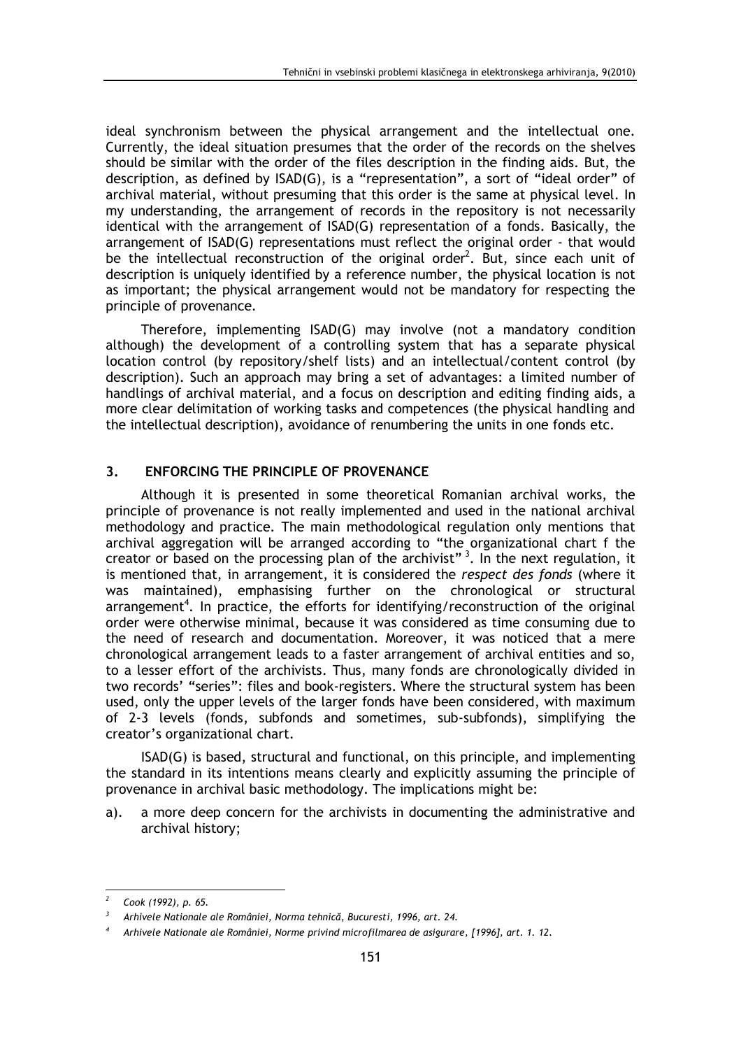ideal synchronism between the physical arrangement and the intellectual one. Currently, the ideal situation presumes that the order of the records on the shelves should be similar with the order of the files description in the finding aids. But, the description, as defined by ISAD(G), is a "representation", a sort of "ideal order" of archival material, without presuming that this order is the same at physical level. In my understanding, the arrangement of records in the repository is not necessarily identical with the arrangement of ISAD(G) representation of a fonds. Basically, the arrangement of ISAD(G) representations must reflect the original order - that would be the intellectual reconstruction of the original order[2]. But, since each unit of description is uniquely identified by a reference number, the physical location is not as important; the physical arrangement would not be mandatory for respecting the principle of provenance.

Therefore, implementing ISAD(G) may involve (not a mandatory condition although) the development of a controlling system that has a separate physical location control (by repository/shelf lists) and an intellectual/content control (by description). Such an approach may bring a set of advantages: a limited number of handlings of archival material, and a focus on description and editing finding aids, a more clear delimitation of working tasks and competences (the physical handling and the intellectual description), avoidance of renumbering the units in one fonds etc.

## 3. ENFORCING THE PRINCIPLE OF PROVENANCE

Although it is presented in some theoretical Romanian archival works, the principle of provenance is not really implemented and used in the national archival methodology and practice. The main methodological regulation only mentions that archival aggregation will be arranged according to "the organizational chart f the creator or based on the processing plan of the archivist"[3]. In the next regulation, it is mentioned that, in arrangement, it is considered the *respect des fonds* (where it was maintained), emphasising further on the chronological or structural arrangement[4]. In practice, the efforts for identifying/reconstruction of the original order were otherwise minimal, because it was considered as time consuming due to the need of research and documentation. Moreover, it was noticed that a mere chronological arrangement leads to a faster arrangement of archival entities and so, to a lesser effort of the archivists. Thus, many fonds are chronologically divided in two records' "series": files and book-registers. Where the structural system has been used, only the upper levels of the larger fonds have been considered, with maximum of 2-3 levels (fonds, subfonds and sometimes, sub-subfonds), simplifying the creator's organizational chart.

ISAD(G) is based, structural and functional, on this principle, and implementing the standard in its intentions means clearly and explicitly assuming the principle of provenance in archival basic methodology. The implications might be:

a). a more deep concern for the archivists in documenting the administrative and archival history;

---

[2] *Cook (1992), p. 65.*

[3] *Arhivele Nationale ale României, Norma tehnică, Bucuresti, 1996, art. 24.*

[4] *Arhivele Nationale ale României, Norme privind microfilmarea de asigurare, [1996], art. 1. 12.*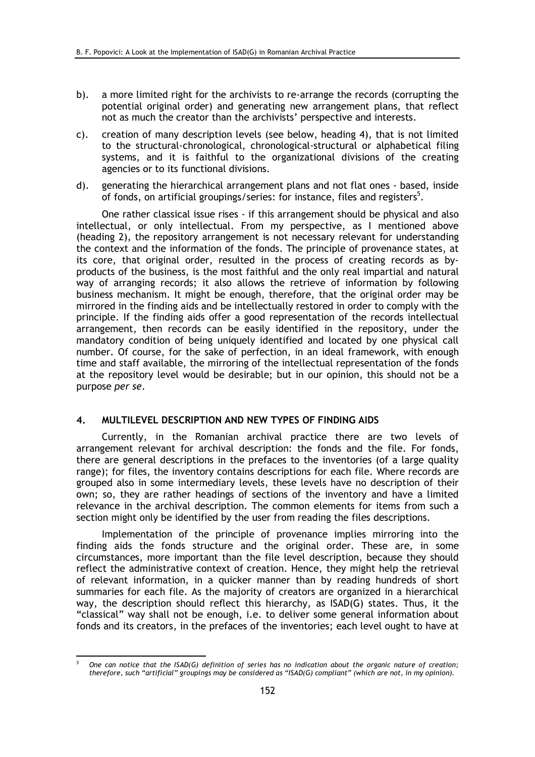b). a more limited right for the archivists to re-arrange the records (corrupting the potential original order) and generating new arrangement plans, that reflect not as much the creator than the archivists' perspective and interests.

c). creation of many description levels (see below, heading 4), that is not limited to the structural-chronological, chronological-structural or alphabetical filing systems, and it is faithful to the organizational divisions of the creating agencies or to its functional divisions.

d). generating the hierarchical arrangement plans and not flat ones - based, inside of fonds, on artificial groupings/series: for instance, files and registers[5].

One rather classical issue rises - if this arrangement should be physical and also intellectual, or only intellectual. From my perspective, as I mentioned above (heading 2), the repository arrangement is not necessary relevant for understanding the context and the information of the fonds. The principle of provenance states, at its core, that original order, resulted in the process of creating records as by-products of the business, is the most faithful and the only real impartial and natural way of arranging records; it also allows the retrieve of information by following business mechanism. It might be enough, therefore, that the original order may be mirrored in the finding aids and be intellectually restored in order to comply with the principle. If the finding aids offer a good representation of the records intellectual arrangement, then records can be easily identified in the repository, under the mandatory condition of being uniquely identified and located by one physical call number. Of course, for the sake of perfection, in an ideal framework, with enough time and staff available, the mirroring of the intellectual representation of the fonds at the repository level would be desirable; but in our opinion, this should not be a purpose *per se*.

## 4. MULTILEVEL DESCRIPTION AND NEW TYPES OF FINDING AIDS

Currently, in the Romanian archival practice there are two levels of arrangement relevant for archival description: the fonds and the file. For fonds, there are general descriptions in the prefaces to the inventories (of a large quality range); for files, the inventory contains descriptions for each file. Where records are grouped also in some intermediary levels, these levels have no description of their own; so, they are rather headings of sections of the inventory and have a limited relevance in the archival description. The common elements for items from such a section might only be identified by the user from reading the files descriptions.

Implementation of the principle of provenance implies mirroring into the finding aids the fonds structure and the original order. These are, in some circumstances, more important than the file level description, because they should reflect the administrative context of creation. Hence, they might help the retrieval of relevant information, in a quicker manner than by reading hundreds of short summaries for each file. As the majority of creators are organized in a hierarchical way, the description should reflect this hierarchy, as ISAD(G) states. Thus, it the "classical" way shall not be enough, i.e. to deliver some general information about fonds and its creators, in the prefaces of the inventories; each level ought to have at

---

[5] *One can notice that the ISAD(G) definition of series has no indication about the organic nature of creation; therefore, such "artificial" groupings may be considered as "ISAD(G) compliant" (which are not, in my opinion).*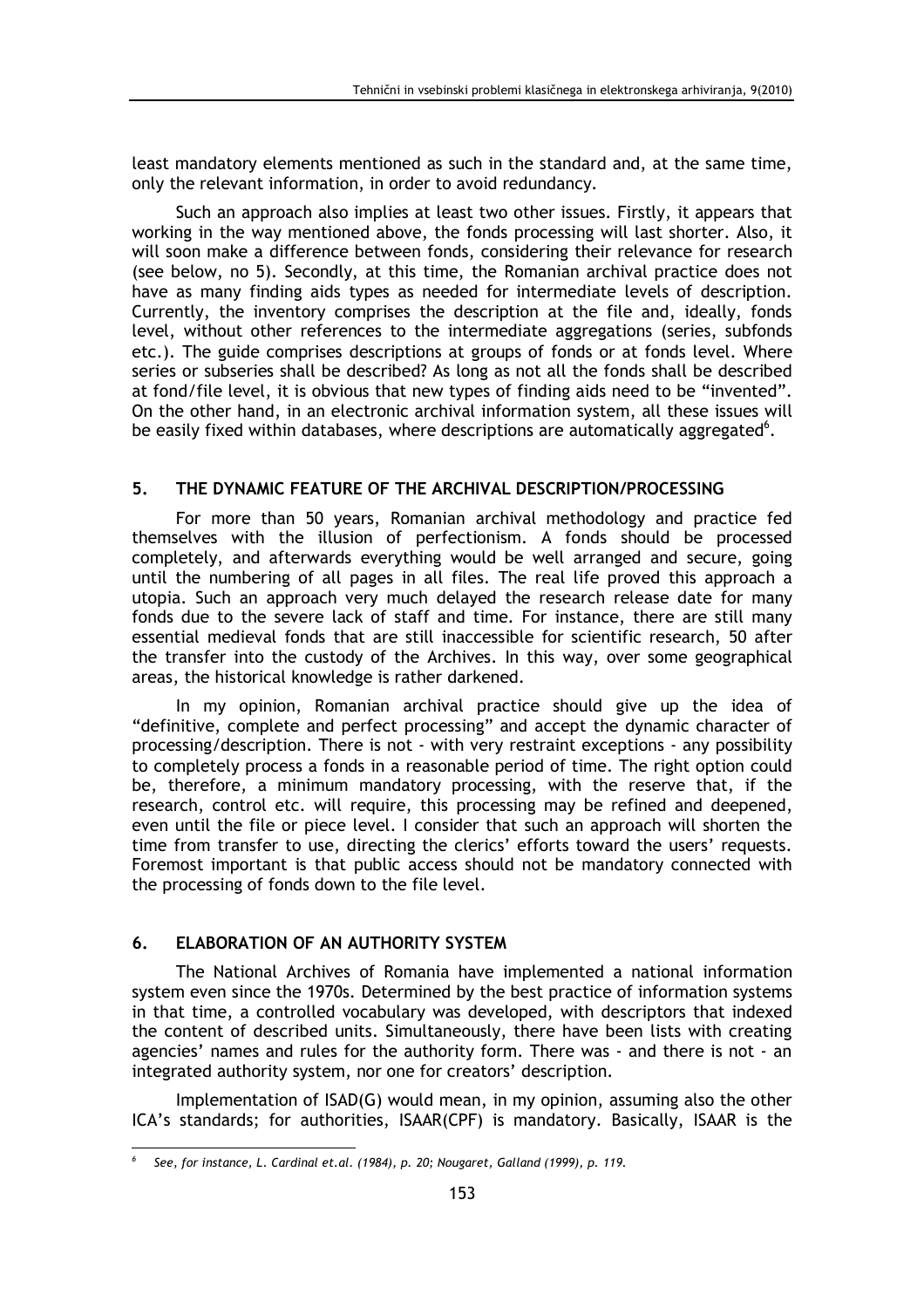least mandatory elements mentioned as such in the standard and, at the same time, only the relevant information, in order to avoid redundancy.

Such an approach also implies at least two other issues. Firstly, it appears that working in the way mentioned above, the fonds processing will last shorter. Also, it will soon make a difference between fonds, considering their relevance for research (see below, no 5). Secondly, at this time, the Romanian archival practice does not have as many finding aids types as needed for intermediate levels of description. Currently, the inventory comprises the description at the file and, ideally, fonds level, without other references to the intermediate aggregations (series, subfonds etc.). The guide comprises descriptions at groups of fonds or at fonds level. Where series or subseries shall be described? As long as not all the fonds shall be described at fond/file level, it is obvious that new types of finding aids need to be "invented". On the other hand, in an electronic archival information system, all these issues will be easily fixed within databases, where descriptions are automatically aggregated[6].

## 5. THE DYNAMIC FEATURE OF THE ARCHIVAL DESCRIPTION/PROCESSING

For more than 50 years, Romanian archival methodology and practice fed themselves with the illusion of perfectionism. A fonds should be processed completely, and afterwards everything would be well arranged and secure, going until the numbering of all pages in all files. The real life proved this approach a utopia. Such an approach very much delayed the research release date for many fonds due to the severe lack of staff and time. For instance, there are still many essential medieval fonds that are still inaccessible for scientific research, 50 after the transfer into the custody of the Archives. In this way, over some geographical areas, the historical knowledge is rather darkened.

In my opinion, Romanian archival practice should give up the idea of "definitive, complete and perfect processing" and accept the dynamic character of processing/description. There is not - with very restraint exceptions - any possibility to completely process a fonds in a reasonable period of time. The right option could be, therefore, a minimum mandatory processing, with the reserve that, if the research, control etc. will require, this processing may be refined and deepened, even until the file or piece level. I consider that such an approach will shorten the time from transfer to use, directing the clerics' efforts toward the users' requests. Foremost important is that public access should not be mandatory connected with the processing of fonds down to the file level.

## 6. ELABORATION OF AN AUTHORITY SYSTEM

The National Archives of Romania have implemented a national information system even since the 1970s. Determined by the best practice of information systems in that time, a controlled vocabulary was developed, with descriptors that indexed the content of described units. Simultaneously, there have been lists with creating agencies' names and rules for the authority form. There was - and there is not - an integrated authority system, nor one for creators' description.

Implementation of ISAD(G) would mean, in my opinion, assuming also the other ICA's standards; for authorities, ISAAR(CPF) is mandatory. Basically, ISAAR is the

---

[6] *See, for instance, L. Cardinal et.al. (1984), p. 20; Nougaret, Galland (1999), p. 119.*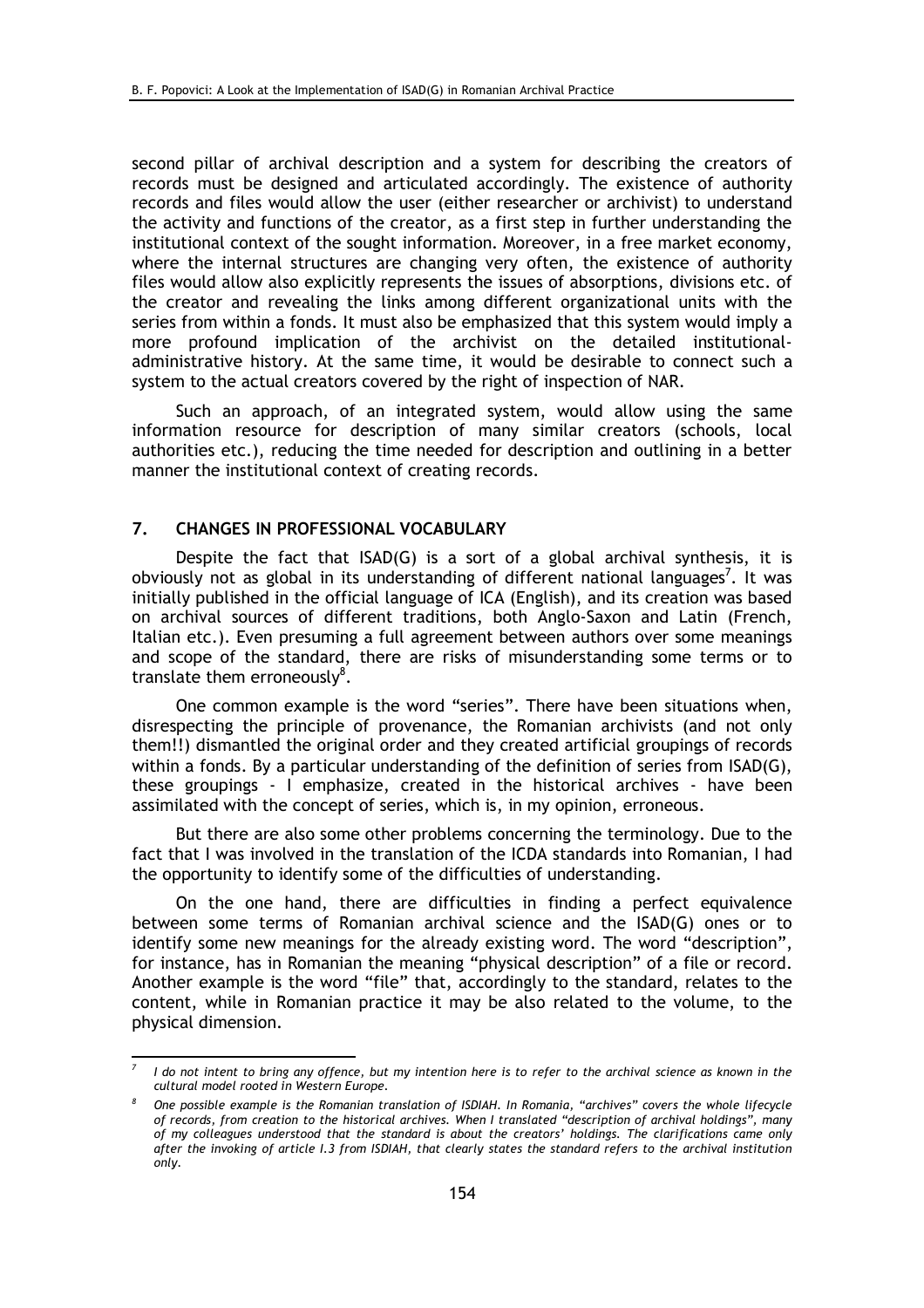second pillar of archival description and a system for describing the creators of records must be designed and articulated accordingly. The existence of authority records and files would allow the user (either researcher or archivist) to understand the activity and functions of the creator, as a first step in further understanding the institutional context of the sought information. Moreover, in a free market economy, where the internal structures are changing very often, the existence of authority files would allow also explicitly represents the issues of absorptions, divisions etc. of the creator and revealing the links among different organizational units with the series from within a fonds. It must also be emphasized that this system would imply a more profound implication of the archivist on the detailed institutional-administrative history. At the same time, it would be desirable to connect such a system to the actual creators covered by the right of inspection of NAR.

Such an approach, of an integrated system, would allow using the same information resource for description of many similar creators (schools, local authorities etc.), reducing the time needed for description and outlining in a better manner the institutional context of creating records.

## 7. CHANGES IN PROFESSIONAL VOCABULARY

Despite the fact that ISAD(G) is a sort of a global archival synthesis, it is obviously not as global in its understanding of different national languages[7]. It was initially published in the official language of ICA (English), and its creation was based on archival sources of different traditions, both Anglo-Saxon and Latin (French, Italian etc.). Even presuming a full agreement between authors over some meanings and scope of the standard, there are risks of misunderstanding some terms or to translate them erroneously[8].

One common example is the word "series". There have been situations when, disrespecting the principle of provenance, the Romanian archivists (and not only them!!) dismantled the original order and they created artificial groupings of records within a fonds. By a particular understanding of the definition of series from ISAD(G), these groupings - I emphasize, created in the historical archives - have been assimilated with the concept of series, which is, in my opinion, erroneous.

But there are also some other problems concerning the terminology. Due to the fact that I was involved in the translation of the ICDA standards into Romanian, I had the opportunity to identify some of the difficulties of understanding.

On the one hand, there are difficulties in finding a perfect equivalence between some terms of Romanian archival science and the ISAD(G) ones or to identify some new meanings for the already existing word. The word "description", for instance, has in Romanian the meaning "physical description" of a file or record. Another example is the word "file" that, accordingly to the standard, relates to the content, while in Romanian practice it may be also related to the volume, to the physical dimension.

---

[7] *I do not intent to bring any offence, but my intention here is to refer to the archival science as known in the cultural model rooted in Western Europe.*

[8] *One possible example is the Romanian translation of ISDIAH. In Romania, "archives" covers the whole lifecycle of records, from creation to the historical archives. When I translated "description of archival holdings", many of my colleagues understood that the standard is about the creators' holdings. The clarifications came only after the invoking of article I.3 from ISDIAH, that clearly states the standard refers to the archival institution only.*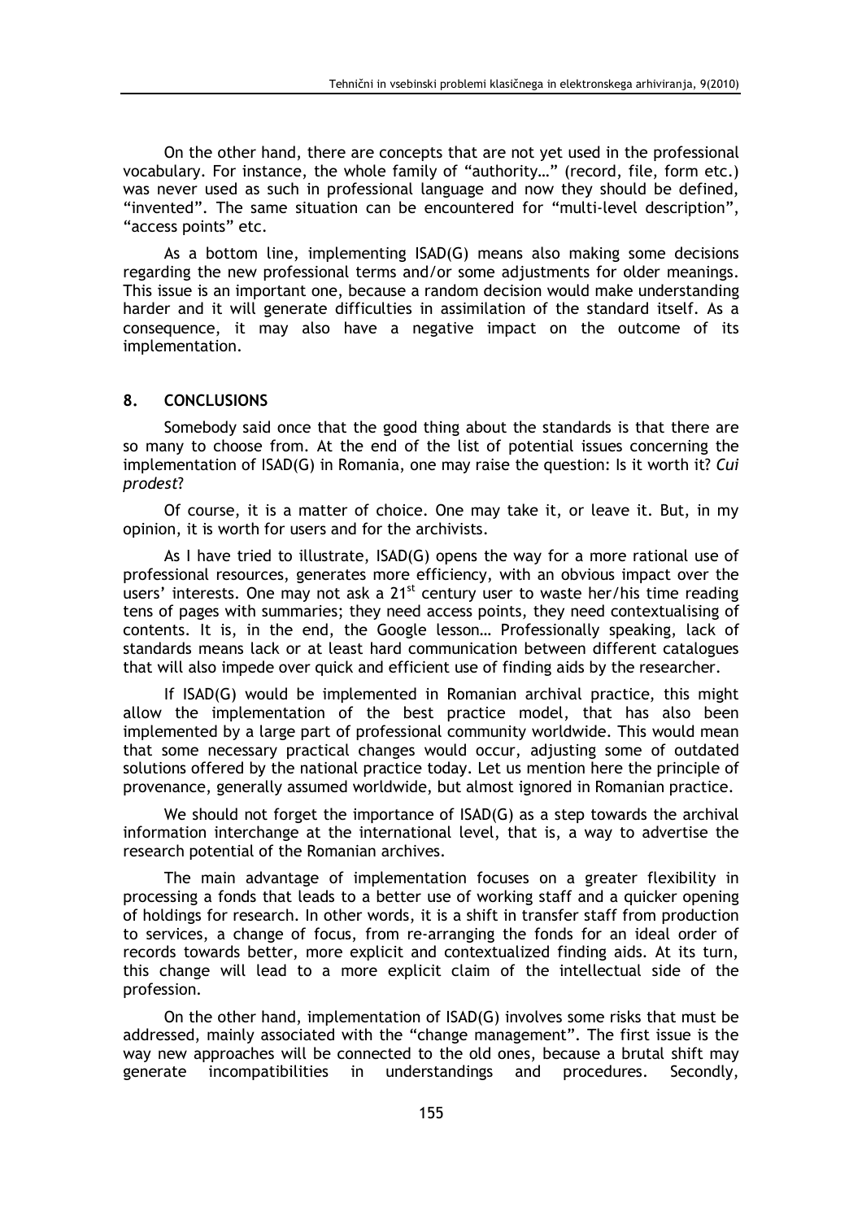On the other hand, there are concepts that are not yet used in the professional vocabulary. For instance, the whole family of "authority…" (record, file, form etc.) was never used as such in professional language and now they should be defined, "invented". The same situation can be encountered for "multi-level description", "access points" etc.

As a bottom line, implementing ISAD(G) means also making some decisions regarding the new professional terms and/or some adjustments for older meanings. This issue is an important one, because a random decision would make understanding harder and it will generate difficulties in assimilation of the standard itself. As a consequence, it may also have a negative impact on the outcome of its implementation.

## 8. CONCLUSIONS

Somebody said once that the good thing about the standards is that there are so many to choose from. At the end of the list of potential issues concerning the implementation of ISAD(G) in Romania, one may raise the question: Is it worth it? *Cui prodest*?

Of course, it is a matter of choice. One may take it, or leave it. But, in my opinion, it is worth for users and for the archivists.

As I have tried to illustrate, ISAD(G) opens the way for a more rational use of professional resources, generates more efficiency, with an obvious impact over the users' interests. One may not ask a 21st century user to waste her/his time reading tens of pages with summaries; they need access points, they need contextualising of contents. It is, in the end, the Google lesson… Professionally speaking, lack of standards means lack or at least hard communication between different catalogues that will also impede over quick and efficient use of finding aids by the researcher.

If ISAD(G) would be implemented in Romanian archival practice, this might allow the implementation of the best practice model, that has also been implemented by a large part of professional community worldwide. This would mean that some necessary practical changes would occur, adjusting some of outdated solutions offered by the national practice today. Let us mention here the principle of provenance, generally assumed worldwide, but almost ignored in Romanian practice.

We should not forget the importance of ISAD(G) as a step towards the archival information interchange at the international level, that is, a way to advertise the research potential of the Romanian archives.

The main advantage of implementation focuses on a greater flexibility in processing a fonds that leads to a better use of working staff and a quicker opening of holdings for research. In other words, it is a shift in transfer staff from production to services, a change of focus, from re-arranging the fonds for an ideal order of records towards better, more explicit and contextualized finding aids. At its turn, this change will lead to a more explicit claim of the intellectual side of the profession.

On the other hand, implementation of ISAD(G) involves some risks that must be addressed, mainly associated with the "change management". The first issue is the way new approaches will be connected to the old ones, because a brutal shift may generate incompatibilities in understandings and procedures. Secondly,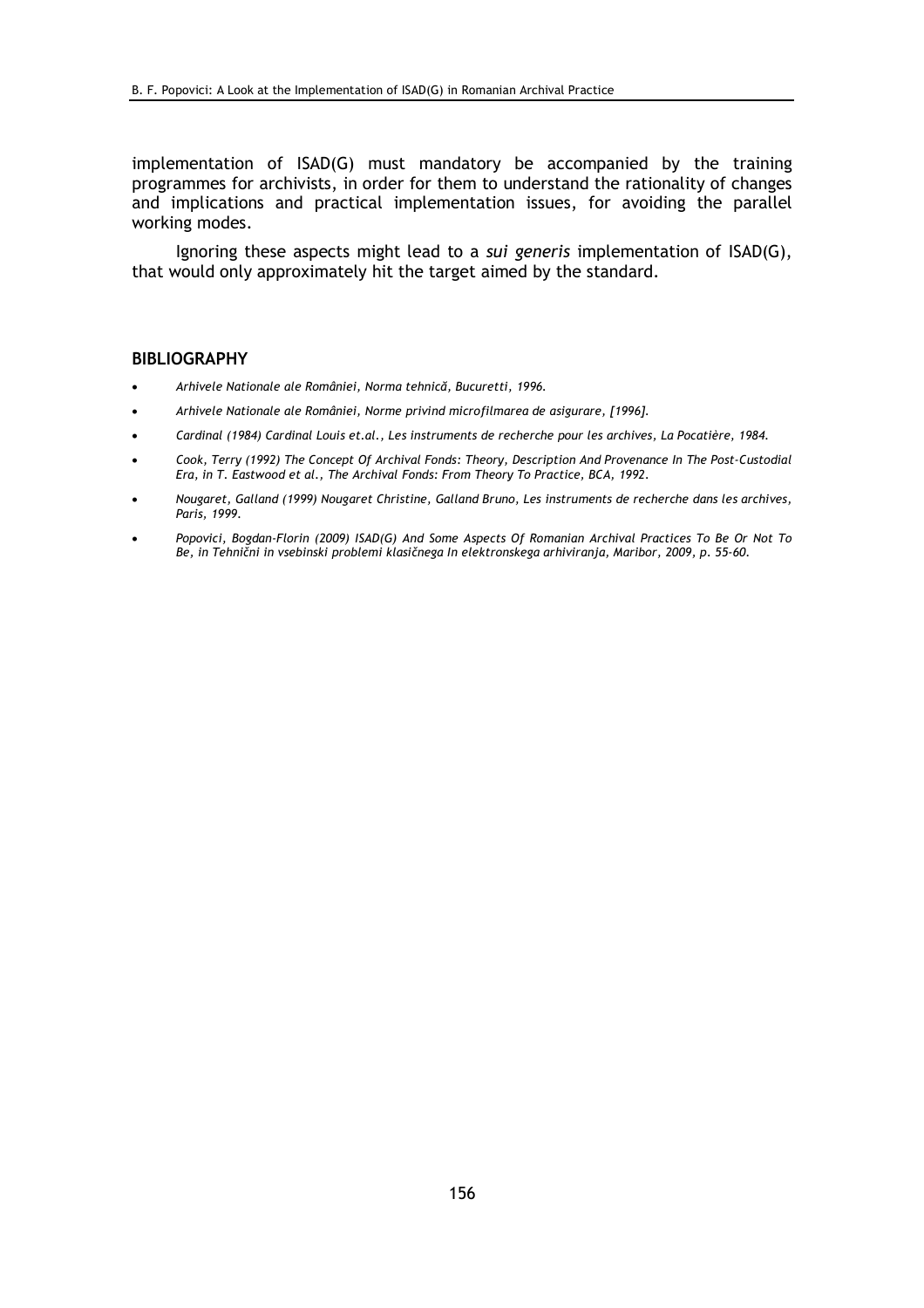implementation of ISAD(G) must mandatory be accompanied by the training programmes for archivists, in order for them to understand the rationality of changes and implications and practical implementation issues, for avoiding the parallel working modes.

Ignoring these aspects might lead to a *sui generis* implementation of ISAD(G), that would only approximately hit the target aimed by the standard.

## BIBLIOGRAPHY

- *Arhivele Nationale ale României, Norma tehnică, Bucuretti, 1996.*
- *Arhivele Nationale ale României, Norme privind microfilmarea de asigurare, [1996].*
- *Cardinal (1984) Cardinal Louis et.al., Les instruments de recherche pour les archives, La Pocatière, 1984.*
- *Cook, Terry (1992) The Concept Of Archival Fonds: Theory, Description And Provenance In The Post-Custodial Era, in T. Eastwood et al., The Archival Fonds: From Theory To Practice, BCA, 1992.*
- *Nougaret, Galland (1999) Nougaret Christine, Galland Bruno, Les instruments de recherche dans les archives, Paris, 1999.*
- *Popovici, Bogdan-Florin (2009) ISAD(G) And Some Aspects Of Romanian Archival Practices To Be Or Not To Be, in Tehnični in vsebinski problemi klasičnega In elektronskega arhiviranja, Maribor, 2009, p. 55-60.*